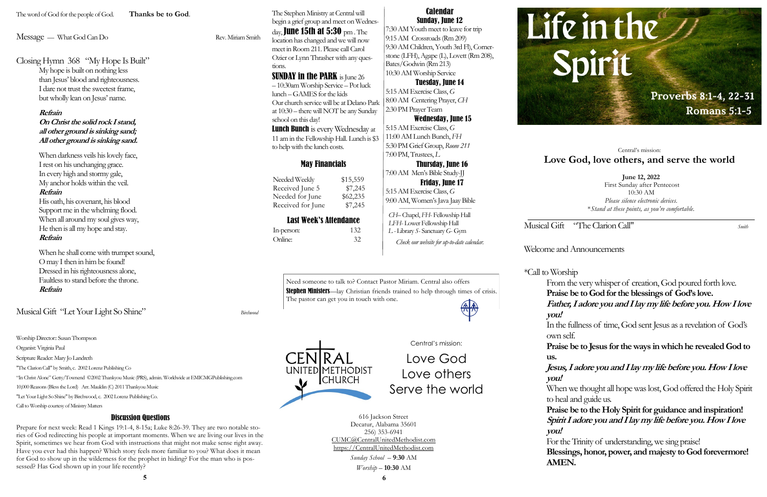The word of God for the people of God. **Thanks be to God**.

Message — What God Can Do Rev. Miriam Smith

Closing Hymn 368 "My Hope Is Built"

My hope is built on nothing less
than Jesus' blood and righteousness.
I dare not trust the sweetest frame,
but wholly lean on Jesus' name.

***Refrain***
***On Christ the solid rock I stand,***
***all other ground is sinking sand;***
***All other ground is sinking sand.***

When darkness veils his lovely face,
I rest on his unchanging grace.
In every high and stormy gale,
My anchor holds within the veil.
***Refrain***

His oath, his covenant, his blood
Support me in the whelming flood.
When all around my soul gives way,
He then is all my hope and stay.
***Refrain***

When he shall come with trumpet sound,
O may I then in him be found!
Dressed in his righteousness alone,
Faultless to stand before the throne.
***Refrain***

Musical Gift "Let Your Light So Shine" *Birchwood*

Worship Director:: Susan Thompson
Organist: Virginia Paul
Scripture Reader: Mary Jo Landreth
"The Clarion Call" by Smith, c. 2002 Lorenz Publishing Co
"In Christ Alone" Getty/Townend ©2002 Thankyou Music (PRS), admin. Worldwide at EMICMGPublishing.com
10,000 Reasons (Bless the Lord) Arr. Mauldin (C) 2011 Thankyou Music
"Let Your Light So Shine" by Birchwood, c. 2002 Lorenz Publishing Co.
Call to Worship courtesy of Ministry Matters

## Discussion Questions

Prepare for next week: Read 1 Kings 19:1-4, 8-15a; Luke 8:26-39. They are two notable stories of God redirecting his people at important moments. When we are living our lives in the Spirit, sometimes we hear from God with instructions that might not make sense right away. Have you ever had this happen? Which story feels more familiar to you? What does it mean for God to show up in the wilderness for the prophet in hiding? For the man who is possessed? Has God shown up in your life recently?

The Stephen Ministry at Central will begin a grief group and meet on Wednesday, **June 15th at 5:30** pm . The location has changed and we will now meet in Room 211. Please call Carol Ozier or Lynn Thrasher with any questions.

**SUNDAY in the PARK** is June 26 – 10:30am Worship Service – Pot luck lunch – GAMES for the kids
Our church service will be at Delano Park at 10:30 – there will NOT be any Sunday school on this day!

**Lunch Bunch** is every Wednesday at 11 am in the Fellowship Hall. Lunch is $3 to help with the lunch costs.

## May Financials

| | |
|---|---|
| Needed Weekly | $15,559 |
| Received June 5 | $7,245 |
| Needed for June | $62,235 |
| Received for June | $7,245 |

## Last Week's Attendance

| | |
|---|---|
| In-person: | 132 |
| Online: | 32 |

## Calendar

**Sunday, June 12**
7:30 AM Youth meet to leave for trip
9:15 AM Crossroads (Rm 209)
9:30 AM Children, Youth 3rd Fl), Cornerstone (LFH), Agape (L), Lovett (Rm 208), Bates/Godwin (Rm 213)
10:30 AM Worship Service

**Tuesday, June 14**
5:15 AM Exercise Class, *G*
8:00 AM Centering Prayer, *CH*
2:30 PM Prayer Team

**Wednesday, June 15**
5:15 AM Exercise Class, *G*
11:00 AM Lunch Bunch, *FH*
5:30 PM Grief Group, *Room 211*
7:00 PM, Trustees, *L*

**Thursday, June 16**
7:00 AM Men's Bible Study-JJ

**Friday, June 17**
5:15 AM Exercise Class, *G*
9:00 AM, Women's Java Jaay Bible

*CH*– Chapel, *FH*- Fellowship Hall
*LFH*- Lower Fellowship Hall
*L* - Library *S*- Sanctuary *G*- Gym

*Check our website for up-to-date calendar.*

Need someone to talk to? Contact Pastor Miriam. Central also offers **Stephen Ministers**—lay Christian friends trained to help through times of crisis. The pastor can get you in touch with one.

CENTRAL UNITED METHODIST CHURCH

Central's mission:
Love God
Love others
Serve the world

616 Jackson Street
Decatur, Alabama 35601
256) 353-6941
CUMC@CentralUnitedMethodist.com
https://CentralUnitedMethodist.com
*Sunday School* – **9:30** AM
*Worship* – **10:30** AM

# Life in the Spirit

**Proverbs 8:1-4, 22-31**
**Romans 5:1-5**

Central's mission:
## Love God, love others, and serve the world

**June 12, 2022**
First Sunday after Pentecost
10:30 AM
*Please silence electronic devices.*
**Stand at these points, as you're comfortable.*

Musical Gift "The Clarion Call" *Smith*

Welcome and Announcements

*Call to Worship

From the very whisper of creation, God poured forth love.
**Praise be to God for the blessings of God's love.**
***Father, I adore you and I lay my life before you. How I love you!***
In the fullness of time, God sent Jesus as a revelation of God's own self.
**Praise be to Jesus for the ways in which he revealed God to us.**
***Jesus, I adore you and I lay my life before you. How I love you!***
When we thought all hope was lost, God offered the Holy Spirit to heal and guide us.
**Praise be to the Holy Spirit for guidance and inspiration!**
***Spirit I adore you and I lay my life before you. How I love you!***
For the Trinity of understanding, we sing praise!
**Blessings, honor, power, and majesty to God forevermore! AMEN.**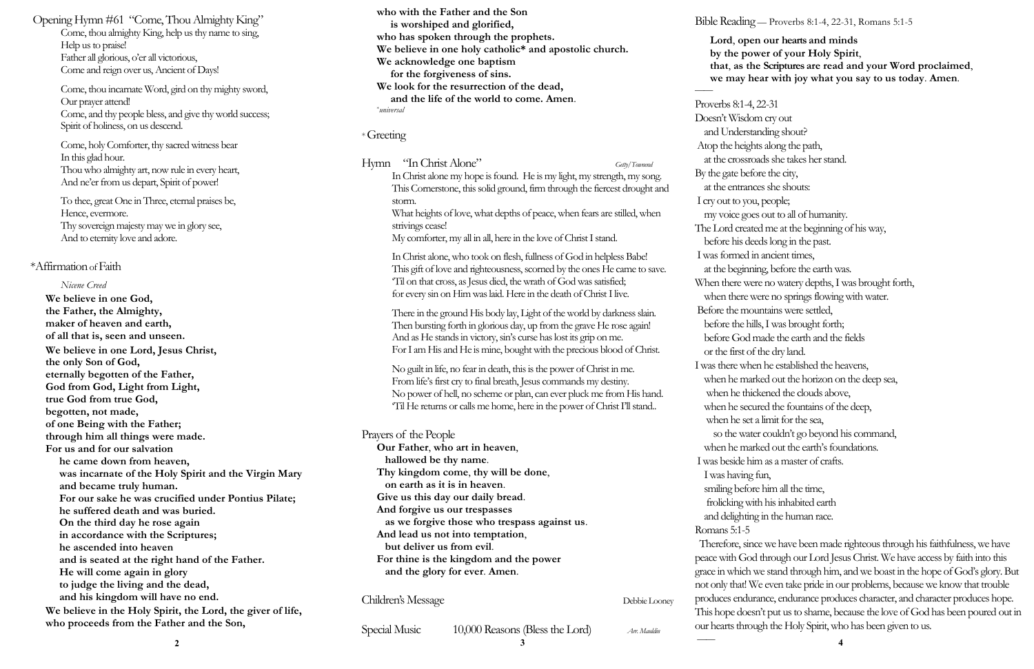## Opening Hymn #61 "Come, Thou Almighty King"

Come, thou almighty King, help us thy name to sing,
Help us to praise!
Father all glorious, o'er all victorious,
Come and reign over us, Ancient of Days!

Come, thou incarnate Word, gird on thy mighty sword,
Our prayer attend!
Come, and thy people bless, and give thy world success;
Spirit of holiness, on us descend.

Come, holy Comforter, thy sacred witness bear
In this glad hour.
Thou who almighty art, now rule in every heart,
And ne'er from us depart, Spirit of power!

To thee, great One in Three, eternal praises be,
Hence, evermore.
Thy sovereign majesty may we in glory see,
And to eternity love and adore.

## *Affirmation of Faith

*Nicene Creed*

**We believe in one God,**
**the Father, the Almighty,**
**maker of heaven and earth,**
**of all that is, seen and unseen.**
**We believe in one Lord, Jesus Christ,**
**the only Son of God,**
**eternally begotten of the Father,**
**God from God, Light from Light,**
**true God from true God,**
**begotten, not made,**
**of one Being with the Father;**
**through him all things were made.**
**For us and for our salvation**
**he came down from heaven,**
**was incarnate of the Holy Spirit and the Virgin Mary**
**and became truly human.**
**For our sake he was crucified under Pontius Pilate;**
**he suffered death and was buried.**
**On the third day he rose again**
**in accordance with the Scriptures;**
**he ascended into heaven**
**and is seated at the right hand of the Father.**
**He will come again in glory**
**to judge the living and the dead,**
**and his kingdom will have no end.**
**We believe in the Holy Spirit, the Lord, the giver of life,**
**who proceeds from the Father and the Son,**
**who with the Father and the Son**
**is worshiped and glorified,**
**who has spoken through the prophets.**
**We believe in one holy catholic* and apostolic church.**
**We acknowledge one baptism**
**for the forgiveness of sins.**
**We look for the resurrection of the dead,**
**and the life of the world to come. Amen.**

*\*universal*

## * Greeting

## Hymn "In Christ Alone" *Getty/Townend*

In Christ alone my hope is found. He is my light, my strength, my song.
This Cornerstone, this solid ground, firm through the fiercest drought and storm.
What heights of love, what depths of peace, when fears are stilled, when strivings cease!
My comforter, my all in all, here in the love of Christ I stand.

In Christ alone, who took on flesh, fullness of God in helpless Babe!
This gift of love and righteousness, scorned by the ones He came to save.
'Til on that cross, as Jesus died, the wrath of God was satisfied;
for every sin on Him was laid. Here in the death of Christ I live.

There in the ground His body lay, Light of the world by darkness slain.
Then bursting forth in glorious day, up from the grave He rose again!
And as He stands in victory, sin's curse has lost its grip on me.
For I am His and He is mine, bought with the precious blood of Christ.

No guilt in life, no fear in death, this is the power of Christ in me.
From life's first cry to final breath, Jesus commands my destiny.
No power of hell, no scheme or plan, can ever pluck me from His hand.
'Til He returns or calls me home, here in the power of Christ I'll stand..

## Prayers of the People

**Our Father, who art in heaven,**
**hallowed be thy name.**
**Thy kingdom come, thy will be done,**
**on earth as it is in heaven.**
**Give us this day our daily bread.**
**And forgive us our trespasses**
**as we forgive those who trespass against us.**
**And lead us not into temptation,**
**but deliver us from evil.**
**For thine is the kingdom and the power**
**and the glory for ever. Amen.**

Children's Message — Debbie Looney

Special Music — 10,000 Reasons (Bless the Lord) — *Arr. Mauldin*

## Bible Reading — Proverbs 8:1-4, 22-31, Romans 5:1-5

**Lord, open our hearts and minds**
**by the power of your Holy Spirit,**
**that, as the Scriptures are read and your Word proclaimed,**
**we may hear with joy what you say to us today. Amen.**

Proverbs 8:1-4, 22-31

Doesn't Wisdom cry out
and Understanding shout?
Atop the heights along the path,
at the crossroads she takes her stand.
By the gate before the city,
at the entrances she shouts:
I cry out to you, people;
my voice goes out to all of humanity.
The Lord created me at the beginning of his way,
before his deeds long in the past.
I was formed in ancient times,
at the beginning, before the earth was.
When there were no watery depths, I was brought forth,
when there were no springs flowing with water.
Before the mountains were settled,
before the hills, I was brought forth;
before God made the earth and the fields
or the first of the dry land.
I was there when he established the heavens,
when he marked out the horizon on the deep sea,
when he thickened the clouds above,
when he secured the fountains of the deep,
when he set a limit for the sea,
so the water couldn't go beyond his command,
when he marked out the earth's foundations.
I was beside him as a master of crafts.
I was having fun,
smiling before him all the time,
frolicking with his inhabited earth
and delighting in the human race.

Romans 5:1-5

Therefore, since we have been made righteous through his faithfulness, we have peace with God through our Lord Jesus Christ. We have access by faith into this grace in which we stand through him, and we boast in the hope of God's glory. But not only that! We even take pride in our problems, because we know that trouble produces endurance, endurance produces character, and character produces hope. This hope doesn't put us to shame, because the love of God has been poured out in our hearts through the Holy Spirit, who has been given to us.